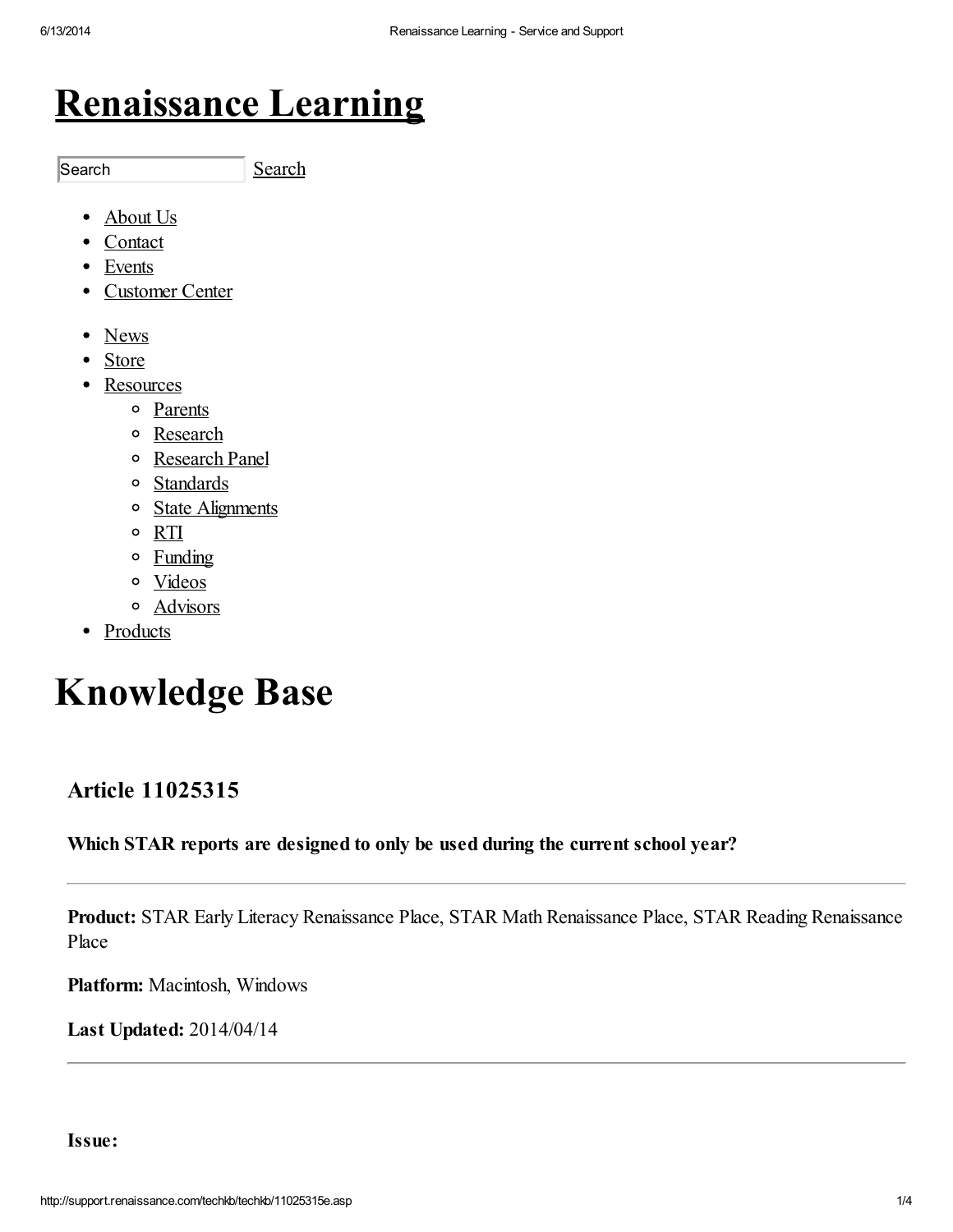# Renaissance Learning

Search Search

- About Us
- Contact
- Events
- Customer Center

- News
- Store
- Resources
  - Parents
  - Research
  - Research Panel
  - Standards
  - State Alignments
  - RTI
  - Funding
  - Videos
  - Advisors
- Products

# Knowledge Base

## Article 11025315

**Which STAR reports are designed to only be used during the current school year?**

---

**Product:** STAR Early Literacy Renaissance Place, STAR Math Renaissance Place, STAR Reading Renaissance Place

**Platform:** Macintosh, Windows

**Last Updated:** 2014/04/14

---

**Issue:**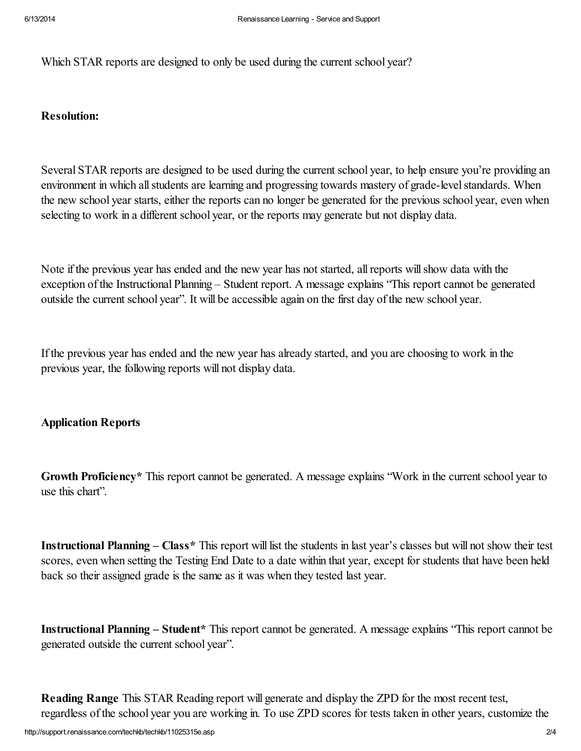Which STAR reports are designed to only be used during the current school year?

**Resolution:**

Several STAR reports are designed to be used during the current school year, to help ensure you're providing an environment in which all students are learning and progressing towards mastery of grade-level standards. When the new school year starts, either the reports can no longer be generated for the previous school year, even when selecting to work in a different school year, or the reports may generate but not display data.

Note if the previous year has ended and the new year has not started, all reports will show data with the exception of the Instructional Planning – Student report. A message explains "This report cannot be generated outside the current school year". It will be accessible again on the first day of the new school year.

If the previous year has ended and the new year has already started, and you are choosing to work in the previous year, the following reports will not display data.

**Application Reports**

**Growth Proficiency*** This report cannot be generated. A message explains "Work in the current school year to use this chart".

**Instructional Planning – Class*** This report will list the students in last year's classes but will not show their test scores, even when setting the Testing End Date to a date within that year, except for students that have been held back so their assigned grade is the same as it was when they tested last year.

**Instructional Planning – Student*** This report cannot be generated. A message explains "This report cannot be generated outside the current school year".

**Reading Range** This STAR Reading report will generate and display the ZPD for the most recent test, regardless of the school year you are working in. To use ZPD scores for tests taken in other years, customize the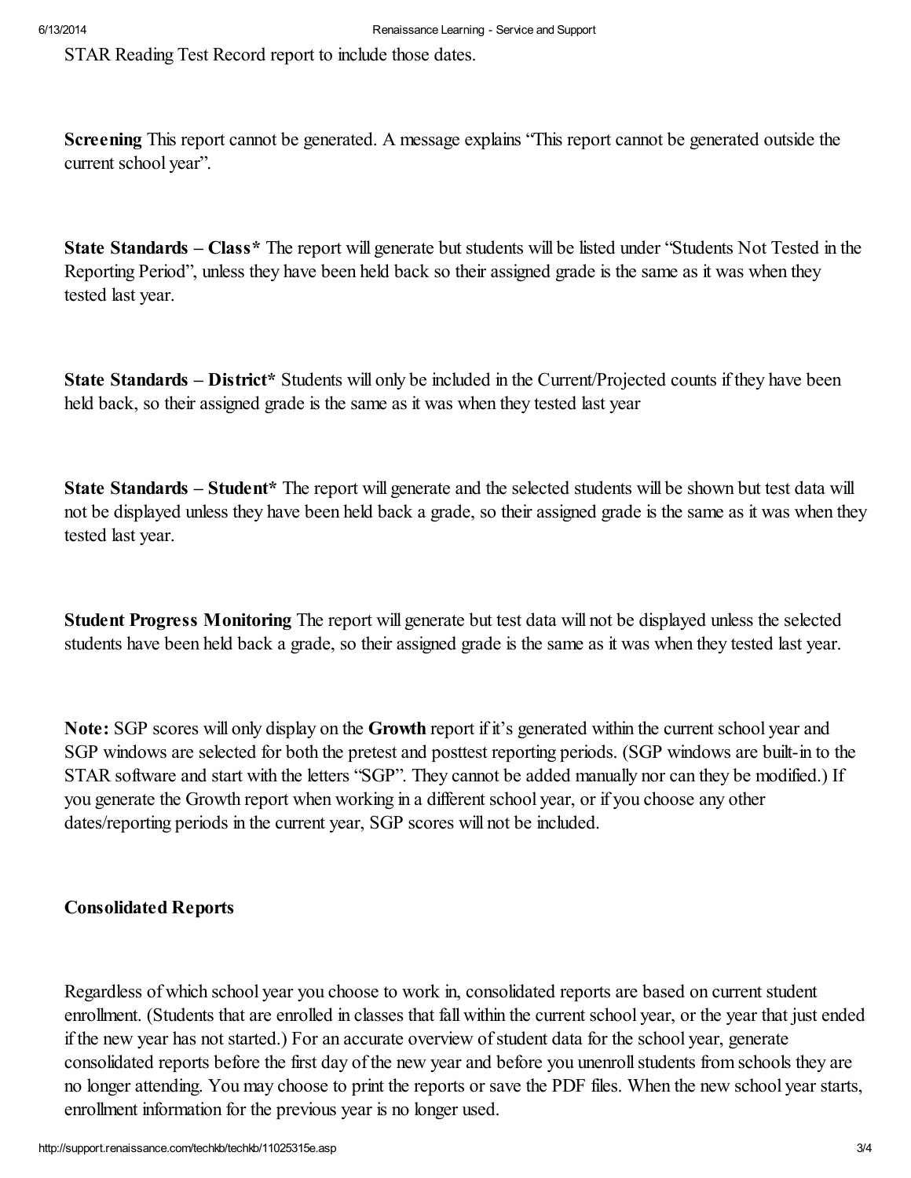STAR Reading Test Record report to include those dates.

**Screening** This report cannot be generated. A message explains "This report cannot be generated outside the current school year".

**State Standards – Class*** The report will generate but students will be listed under "Students Not Tested in the Reporting Period", unless they have been held back so their assigned grade is the same as it was when they tested last year.

**State Standards – District*** Students will only be included in the Current/Projected counts if they have been held back, so their assigned grade is the same as it was when they tested last year

**State Standards – Student*** The report will generate and the selected students will be shown but test data will not be displayed unless they have been held back a grade, so their assigned grade is the same as it was when they tested last year.

**Student Progress Monitoring** The report will generate but test data will not be displayed unless the selected students have been held back a grade, so their assigned grade is the same as it was when they tested last year.

**Note:** SGP scores will only display on the **Growth** report if it's generated within the current school year and SGP windows are selected for both the pretest and posttest reporting periods. (SGP windows are built-in to the STAR software and start with the letters "SGP". They cannot be added manually nor can they be modified.) If you generate the Growth report when working in a different school year, or if you choose any other dates/reporting periods in the current year, SGP scores will not be included.

**Consolidated Reports**

Regardless of which school year you choose to work in, consolidated reports are based on current student enrollment. (Students that are enrolled in classes that fall within the current school year, or the year that just ended if the new year has not started.) For an accurate overview of student data for the school year, generate consolidated reports before the first day of the new year and before you unenroll students from schools they are no longer attending. You may choose to print the reports or save the PDF files. When the new school year starts, enrollment information for the previous year is no longer used.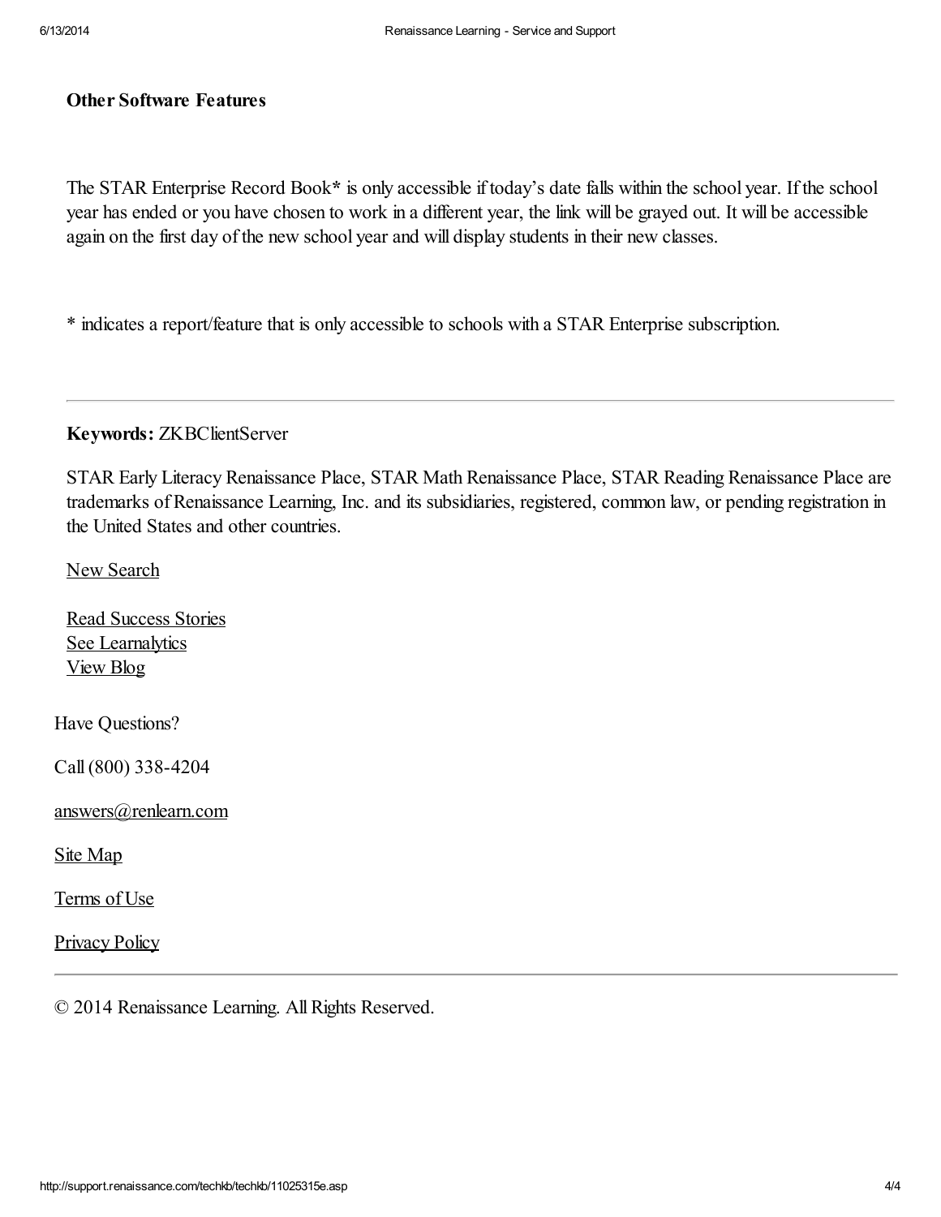**Other Software Features**

The STAR Enterprise Record Book* is only accessible if today's date falls within the school year. If the school year has ended or you have chosen to work in a different year, the link will be grayed out. It will be accessible again on the first day of the new school year and will display students in their new classes.

* indicates a report/feature that is only accessible to schools with a STAR Enterprise subscription.

---

**Keywords:** ZKBClientServer

STAR Early Literacy Renaissance Place, STAR Math Renaissance Place, STAR Reading Renaissance Place are trademarks of Renaissance Learning, Inc. and its subsidiaries, registered, common law, or pending registration in the United States and other countries.

New Search

Read Success Stories
See Learnalytics
View Blog

Have Questions?

Call (800) 338-4204

answers@renlearn.com

Site Map

Terms of Use

Privacy Policy

---

© 2014 Renaissance Learning. All Rights Reserved.